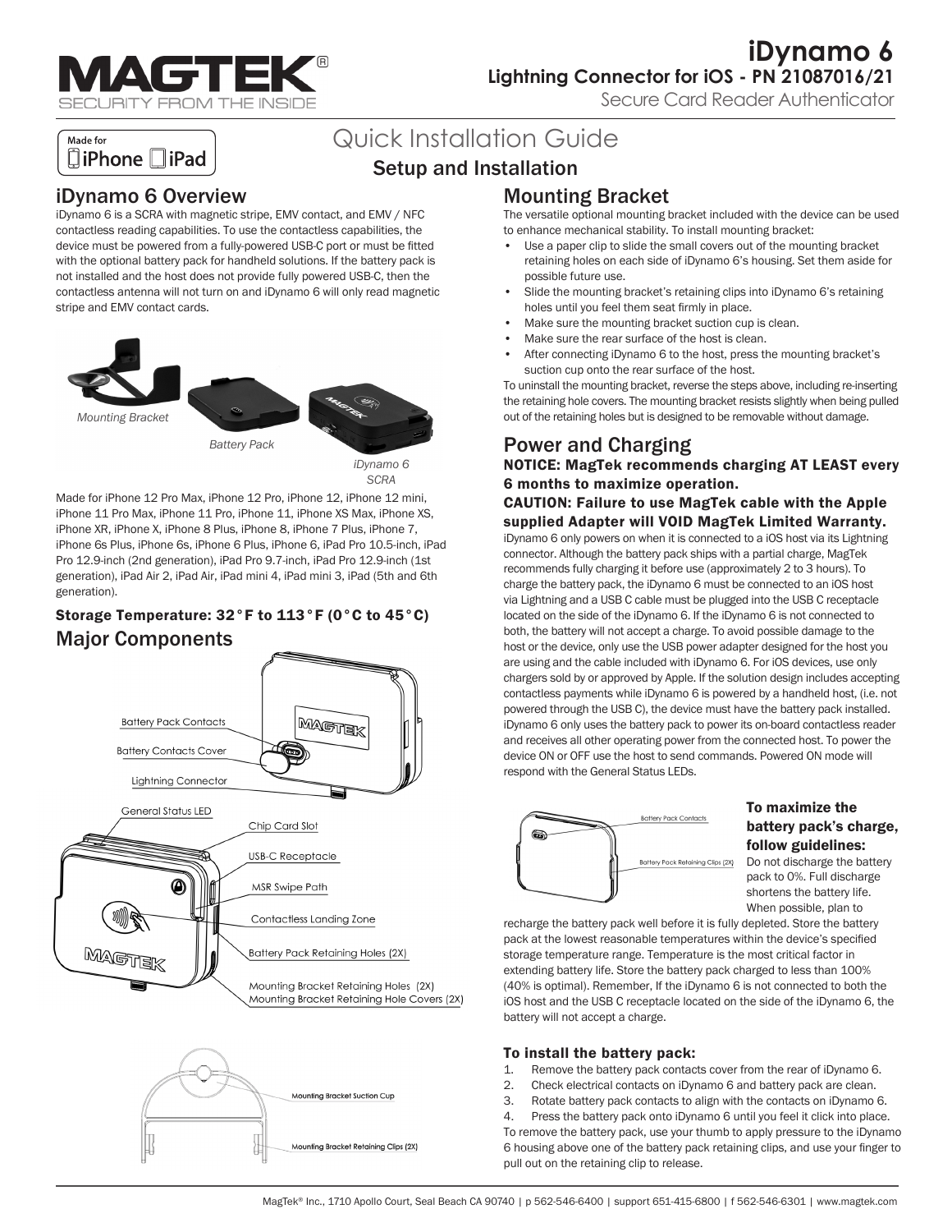# iDynamo 6

## Lightning Connector for iOS - PN 21087016/21

Secure Card Reader Authenticator

# Quick Installation Guide

## Setup and Installation

## iDynamo 6 Overview

iDynamo 6 is a SCRA with magnetic stripe, EMV contact, and EMV / NFC contactless reading capabilities. To use the contactless capabilities, the device must be powered from a fully-powered USB-C port or must be fitted with the optional battery pack for handheld solutions. If the battery pack is not installed and the host does not provide fully powered USB-C, then the contactless antenna will not turn on and iDynamo 6 will only read magnetic stripe and EMV contact cards.

*Mounting Bracket*

*Battery Pack*

*iDynamo 6 SCRA*

Made for iPhone 12 Pro Max, iPhone 12 Pro, iPhone 12, iPhone 12 mini, iPhone 11 Pro Max, iPhone 11 Pro, iPhone 11, iPhone XS Max, iPhone XS, iPhone XR, iPhone X, iPhone 8 Plus, iPhone 8, iPhone 7 Plus, iPhone 7, iPhone 6s Plus, iPhone 6s, iPhone 6 Plus, iPhone 6, iPad Pro 10.5-inch, iPad Pro 12.9-inch (2nd generation), iPad Pro 9.7-inch, iPad Pro 12.9-inch (1st generation), iPad Air 2, iPad Air, iPad mini 4, iPad mini 3, iPad (5th and 6th generation).

### Storage Temperature: 32°F to 113°F (0°C to 45°C)

## Major Components

Battery Pack Contacts

Battery Contacts Cover

Lightning Connector

General Status LED

Chip Card Slot

USB-C Receptacle

MSR Swipe Path

Contactless Landing Zone

Battery Pack Retaining Holes (2X)

Mounting Bracket Retaining Holes (2X)

Mounting Bracket Retaining Hole Covers (2X)

Mounting Bracket Suction Cup

Mounting Bracket Retaining Clips (2X)

## Mounting Bracket

The versatile optional mounting bracket included with the device can be used to enhance mechanical stability. To install mounting bracket:

- Use a paper clip to slide the small covers out of the mounting bracket retaining holes on each side of iDynamo 6's housing. Set them aside for possible future use.
- Slide the mounting bracket's retaining clips into iDynamo 6's retaining holes until you feel them seat firmly in place.
- Make sure the mounting bracket suction cup is clean.
- Make sure the rear surface of the host is clean.
- After connecting iDynamo 6 to the host, press the mounting bracket's suction cup onto the rear surface of the host.

To uninstall the mounting bracket, reverse the steps above, including re-inserting the retaining hole covers. The mounting bracket resists slightly when being pulled out of the retaining holes but is designed to be removable without damage.

## Power and Charging

**NOTICE: MagTek recommends charging AT LEAST every 6 months to maximize operation.**

**CAUTION: Failure to use MagTek cable with the Apple supplied Adapter will VOID MagTek Limited Warranty.**

iDynamo 6 only powers on when it is connected to a iOS host via its Lightning connector. Although the battery pack ships with a partial charge, MagTek recommends fully charging it before use (approximately 2 to 3 hours). To charge the battery pack, the iDynamo 6 must be connected to an iOS host via Lightning and a USB C cable must be plugged into the USB C receptacle located on the side of the iDynamo 6. If the iDynamo 6 is not connected to both, the battery will not accept a charge. To avoid possible damage to the host or the device, only use the USB power adapter designed for the host you are using and the cable included with iDynamo 6. For iOS devices, use only chargers sold by or approved by Apple. If the solution design includes accepting contactless payments while iDynamo 6 is powered by a handheld host, (i.e. not powered through the USB C), the device must have the battery pack installed. iDynamo 6 only uses the battery pack to power its on-board contactless reader and receives all other operating power from the connected host. To power the device ON or OFF use the host to send commands. Powered ON mode will respond with the General Status LEDs.

Battery Pack Contacts

Battery Pack Retaining Clips (2X)

### To maximize the battery pack's charge, follow guidelines:

Do not discharge the battery pack to 0%. Full discharge shortens the battery life. When possible, plan to recharge the battery pack well before it is fully depleted. Store the battery pack at the lowest reasonable temperatures within the device's specified storage temperature range. Temperature is the most critical factor in extending battery life. Store the battery pack charged to less than 100% (40% is optimal). Remember, If the iDynamo 6 is not connected to both the iOS host and the USB C receptacle located on the side of the iDynamo 6, the battery will not accept a charge.

### To install the battery pack:

1. Remove the battery pack contacts cover from the rear of iDynamo 6.
2. Check electrical contacts on iDynamo 6 and battery pack are clean.
3. Rotate battery pack contacts to align with the contacts on iDynamo 6.
4. Press the battery pack onto iDynamo 6 until you feel it click into place.

To remove the battery pack, use your thumb to apply pressure to the iDynamo 6 housing above one of the battery pack retaining clips, and use your finger to pull out on the retaining clip to release.

MagTek® Inc., 1710 Apollo Court, Seal Beach CA 90740 | p 562-546-6400 | support 651-415-6800 | f 562-546-6301 | www.magtek.com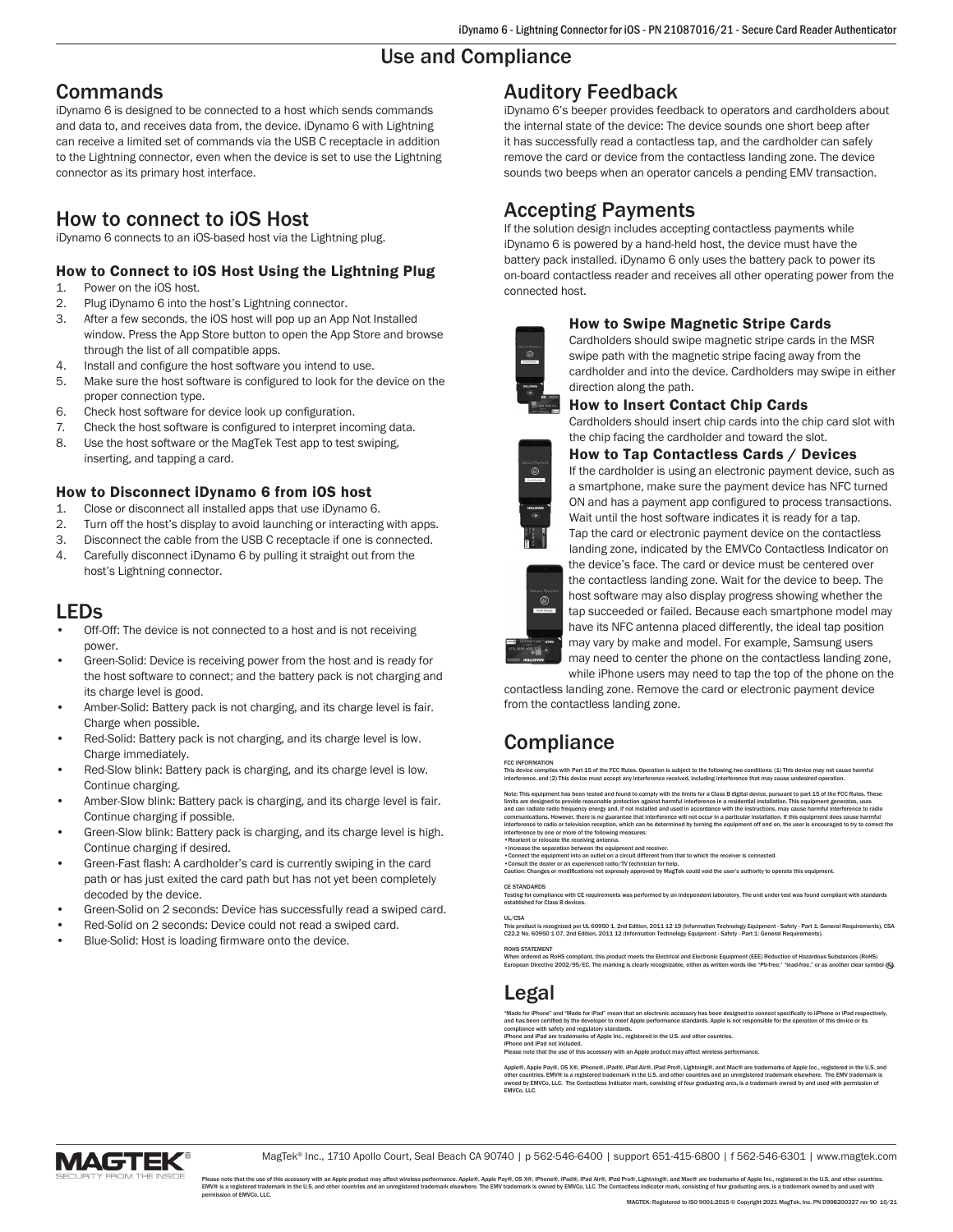# Use and Compliance

## Commands

iDynamo 6 is designed to be connected to a host which sends commands and data to, and receives data from, the device. iDynamo 6 with Lightning can receive a limited set of commands via the USB C receptacle in addition to the Lightning connector, even when the device is set to use the Lightning connector as its primary host interface.

## How to connect to iOS Host

iDynamo 6 connects to an iOS-based host via the Lightning plug.

### How to Connect to iOS Host Using the Lightning Plug

1. Power on the iOS host.
2. Plug iDynamo 6 into the host's Lightning connector.
3. After a few seconds, the iOS host will pop up an App Not Installed window. Press the App Store button to open the App Store and browse through the list of all compatible apps.
4. Install and configure the host software you intend to use.
5. Make sure the host software is configured to look for the device on the proper connection type.
6. Check host software for device look up configuration.
7. Check the host software is configured to interpret incoming data.
8. Use the host software or the MagTek Test app to test swiping, inserting, and tapping a card.

### How to Disconnect iDynamo 6 from iOS host

1. Close or disconnect all installed apps that use iDynamo 6.
2. Turn off the host's display to avoid launching or interacting with apps.
3. Disconnect the cable from the USB C receptacle if one is connected.
4. Carefully disconnect iDynamo 6 by pulling it straight out from the host's Lightning connector.

## LEDs

- Off-Off: The device is not connected to a host and is not receiving power.
- Green-Solid: Device is receiving power from the host and is ready for the host software to connect; and the battery pack is not charging and its charge level is good.
- Amber-Solid: Battery pack is not charging, and its charge level is fair. Charge when possible.
- Red-Solid: Battery pack is not charging, and its charge level is low. Charge immediately.
- Red-Slow blink: Battery pack is charging, and its charge level is low. Continue charging.
- Amber-Slow blink: Battery pack is charging, and its charge level is fair. Continue charging if possible.
- Green-Slow blink: Battery pack is charging, and its charge level is high. Continue charging if desired.
- Green-Fast flash: A cardholder's card is currently swiping in the card path or has just exited the card path but has not yet been completely decoded by the device.
- Green-Solid on 2 seconds: Device has successfully read a swiped card.
- Red-Solid on 2 seconds: Device could not read a swiped card.
- Blue-Solid: Host is loading firmware onto the device.

## Auditory Feedback

iDynamo 6's beeper provides feedback to operators and cardholders about the internal state of the device: The device sounds one short beep after it has successfully read a contactless tap, and the cardholder can safely remove the card or device from the contactless landing zone. The device sounds two beeps when an operator cancels a pending EMV transaction.

## Accepting Payments

If the solution design includes accepting contactless payments while iDynamo 6 is powered by a hand-held host, the device must have the battery pack installed. iDynamo 6 only uses the battery pack to power its on-board contactless reader and receives all other operating power from the connected host.

### How to Swipe Magnetic Stripe Cards

Cardholders should swipe magnetic stripe cards in the MSR swipe path with the magnetic stripe facing away from the cardholder and into the device. Cardholders may swipe in either direction along the path.

### How to Insert Contact Chip Cards

Cardholders should insert chip cards into the chip card slot with the chip facing the cardholder and toward the slot.

### How to Tap Contactless Cards / Devices

If the cardholder is using an electronic payment device, such as a smartphone, make sure the payment device has NFC turned ON and has a payment app configured to process transactions. Wait until the host software indicates it is ready for a tap. Tap the card or electronic payment device on the contactless landing zone, indicated by the EMVCo Contactless Indicator on the device's face. The card or device must be centered over the contactless landing zone. Wait for the device to beep. The host software may also display progress showing whether the tap succeeded or failed. Because each smartphone model may have its NFC antenna placed differently, the ideal tap position may vary by make and model. For example, Samsung users may need to center the phone on the contactless landing zone, while iPhone users may need to tap the top of the phone on the contactless landing zone. Remove the card or electronic payment device from the contactless landing zone.

## Compliance

FCC INFORMATION
This device complies with Part 15 of the FCC Rules. Operation is subject to the following two conditions: (1) This device may not cause harmful interference, and (2) This device must accept any interference received, including interference that may cause undesired operation.

Note: This equipment has been tested and found to comply with the limits for a Class B digital device, pursuant to part 15 of the FCC Rules. These limits are designed to provide reasonable protection against harmful interference in a residential installation. This equipment generates, uses and can radiate radio frequency energy and, if not installed and used in accordance with the instructions, may cause harmful interference to radio communications. However, there is no guarantee that interference will not occur in a particular installation. If this equipment does cause harmful interference to radio or television reception, which can be determined by turning the equipment off and on, the user is encouraged to try to correct the interference by one or more of the following measures:

- Reorient or relocate the receiving antenna.
- Increase the separation between the equipment and receiver.
- Connect the equipment into an outlet on a circuit different from that to which the receiver is connected.
- Consult the dealer or an experienced radio/TV technician for help.

Caution: Changes or modifications not expressly approved by MagTek could void the user's authority to operate this equipment.

CE STANDARDS
Testing for compliance with CE requirements was performed by an independent laboratory. The unit under test was found compliant with standards established for Class B devices.

UL/CSA
This product is recognized per UL 60950 1, 2nd Edition, 2011 12 19 (Information Technology Equipment - Safety - Part 1: General Requirements), CSA C22.2 No. 60950 1 07, 2nd Edition, 2011 12 (Information Technology Equipment - Safety - Part 1: General Requirements).

ROHS STATEMENT
When ordered as RoHS compliant, this product meets the Electrical and Electronic Equipment (EEE) Reduction of Hazardous Substances (RoHS) European Directive 2002/95/EC. The marking is clearly recognizable, either as written words like "Pb-free," "lead-free," or as another clear symbol.

## Legal

"Made for iPhone" and "Made for iPad" mean that an electronic accessory has been designed to connect specifically to iPhone or iPad respectively, and has been certified by the developer to meet Apple performance standards. Apple is not responsible for the operation of this device or its compliance with safety and regulatory standards.
iPhone and iPad are trademarks of Apple Inc., registered in the U.S. and other countries.
iPhone and iPad not included.
Please note that the use of this accessory with an Apple product may affect wireless performance.

Apple®, Apple Pay®, OS X®, iPhone®, iPad®, iPad Air®, iPad Pro®, Lightning®, and Mac® are trademarks of Apple Inc., registered in the U.S. and other countries. EMV® is a registered trademark in the U.S. and other countries and an unregistered trademark elsewhere. The EMV trademark is owned by EMVCo, LLC. The Contactless Indicator mark, consisting of four graduating arcs, is a trademark owned by and used with permission of EMVCo, LLC.

MagTek® Inc., 1710 Apollo Court, Seal Beach CA 90740 | p 562-546-6400 | support 651-415-6800 | f 562-546-6301 | www.magtek.com

Please note that the use of this accessory with an Apple product may affect wireless performance. Apple®, Apple Pay®, OS X®, iPhone®, iPad®, iPad Air®, iPad Pro®, Lightning®, and Mac® are trademarks of Apple Inc., registered in the U.S. and other countries. EMV® is a registered trademark in the U.S. and other countries and an unregistered trademark elsewhere. The EMV trademark is owned by EMVCo, LLC. The Contactless Indicator mark, consisting of four graduating arcs, is a trademark owned by and used with permission of EMVCo, LLC.

MAGTEK: Registered to ISO 9001:2015 © Copyright 2021 MagTek, Inc. PN D998200327 rev 90 10/21